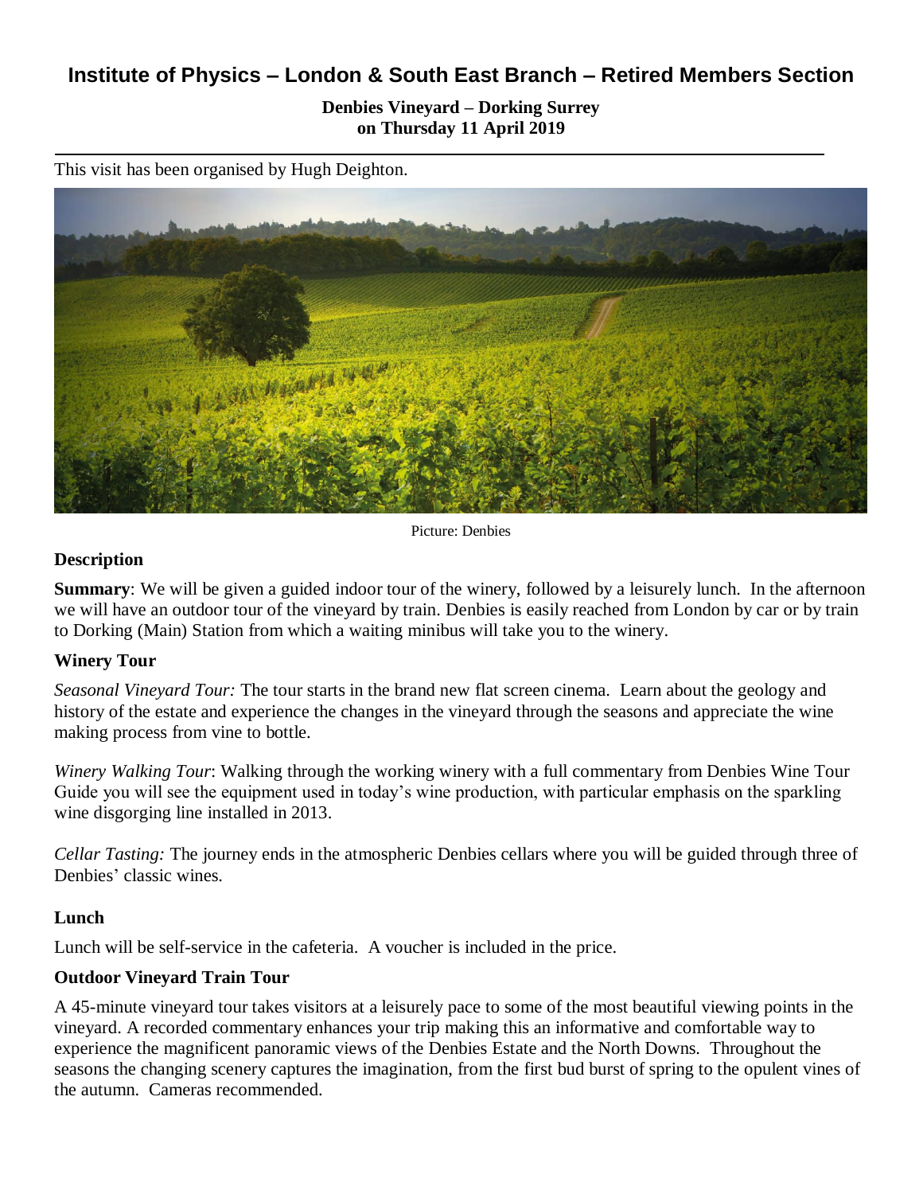# Institute of Physics – London & South East Branch – Retired Members Section

**Denbies Vineyard – Dorking Surrey**
**on Thursday 11 April 2019**

This visit has been organised by Hugh Deighton.

Picture: Denbies

## Description

**Summary**: We will be given a guided indoor tour of the winery, followed by a leisurely lunch. In the afternoon we will have an outdoor tour of the vineyard by train. Denbies is easily reached from London by car or by train to Dorking (Main) Station from which a waiting minibus will take you to the winery.

## Winery Tour

*Seasonal Vineyard Tour:* The tour starts in the brand new flat screen cinema. Learn about the geology and history of the estate and experience the changes in the vineyard through the seasons and appreciate the wine making process from vine to bottle.

*Winery Walking Tour*: Walking through the working winery with a full commentary from Denbies Wine Tour Guide you will see the equipment used in today's wine production, with particular emphasis on the sparkling wine disgorging line installed in 2013.

*Cellar Tasting:* The journey ends in the atmospheric Denbies cellars where you will be guided through three of Denbies' classic wines.

## Lunch

Lunch will be self-service in the cafeteria. A voucher is included in the price.

## Outdoor Vineyard Train Tour

A 45-minute vineyard tour takes visitors at a leisurely pace to some of the most beautiful viewing points in the vineyard. A recorded commentary enhances your trip making this an informative and comfortable way to experience the magnificent panoramic views of the Denbies Estate and the North Downs. Throughout the seasons the changing scenery captures the imagination, from the first bud burst of spring to the opulent vines of the autumn. Cameras recommended.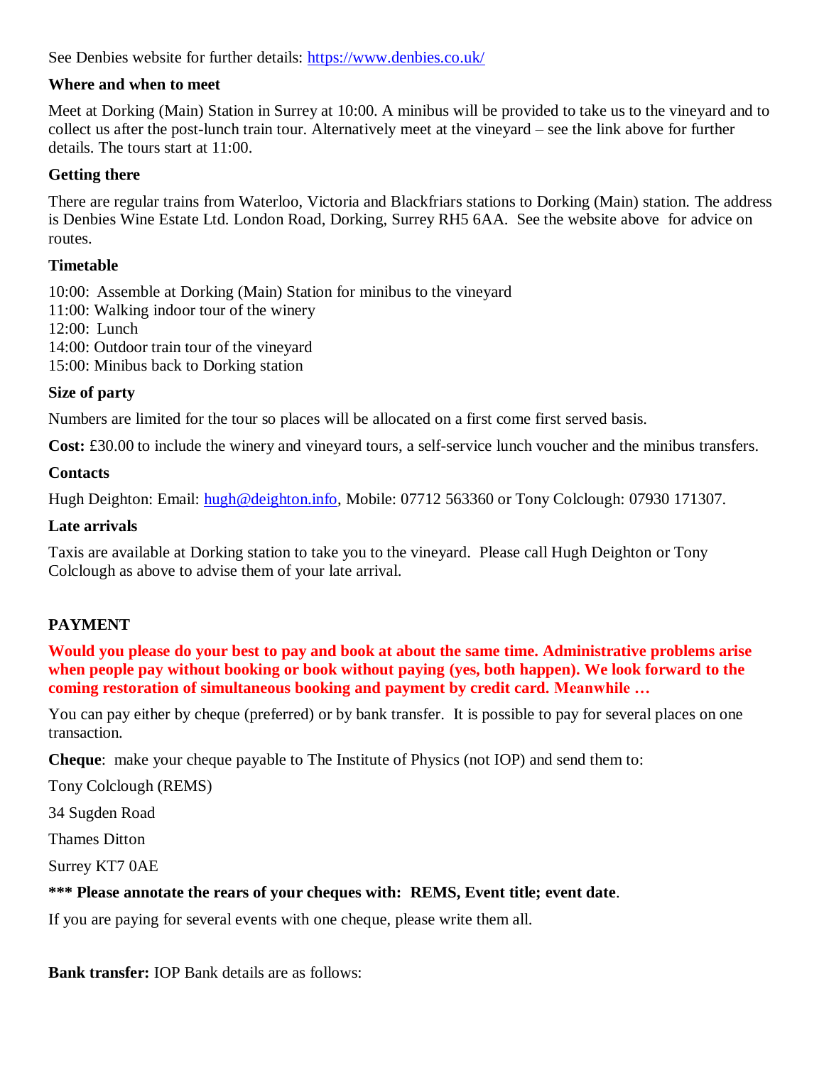See Denbies website for further details: [https://www.denbies.co.uk/](https://www.denbies.co.uk/)

**Where and when to meet**

Meet at Dorking (Main) Station in Surrey at 10:00. A minibus will be provided to take us to the vineyard and to collect us after the post-lunch train tour. Alternatively meet at the vineyard – see the link above for further details. The tours start at 11:00.

**Getting there**

There are regular trains from Waterloo, Victoria and Blackfriars stations to Dorking (Main) station. The address is Denbies Wine Estate Ltd. London Road, Dorking, Surrey RH5 6AA. See the website above for advice on routes.

**Timetable**

10:00: Assemble at Dorking (Main) Station for minibus to the vineyard
11:00: Walking indoor tour of the winery
12:00: Lunch
14:00: Outdoor train tour of the vineyard
15:00: Minibus back to Dorking station

**Size of party**

Numbers are limited for the tour so places will be allocated on a first come first served basis.

**Cost:** £30.00 to include the winery and vineyard tours, a self-service lunch voucher and the minibus transfers.

**Contacts**

Hugh Deighton: Email: [hugh@deighton.info](mailto:hugh@deighton.info), Mobile: 07712 563360 or Tony Colclough: 07930 171307.

**Late arrivals**

Taxis are available at Dorking station to take you to the vineyard. Please call Hugh Deighton or Tony Colclough as above to advise them of your late arrival.

**PAYMENT**

**Would you please do your best to pay and book at about the same time. Administrative problems arise when people pay without booking or book without paying (yes, both happen). We look forward to the coming restoration of simultaneous booking and payment by credit card. Meanwhile …**

You can pay either by cheque (preferred) or by bank transfer. It is possible to pay for several places on one transaction.

**Cheque**: make your cheque payable to The Institute of Physics (not IOP) and send them to:

Tony Colclough (REMS)

34 Sugden Road

Thames Ditton

Surrey KT7 0AE

**\*\*\* Please annotate the rears of your cheques with: REMS, Event title; event date**.

If you are paying for several events with one cheque, please write them all.

**Bank transfer:** IOP Bank details are as follows: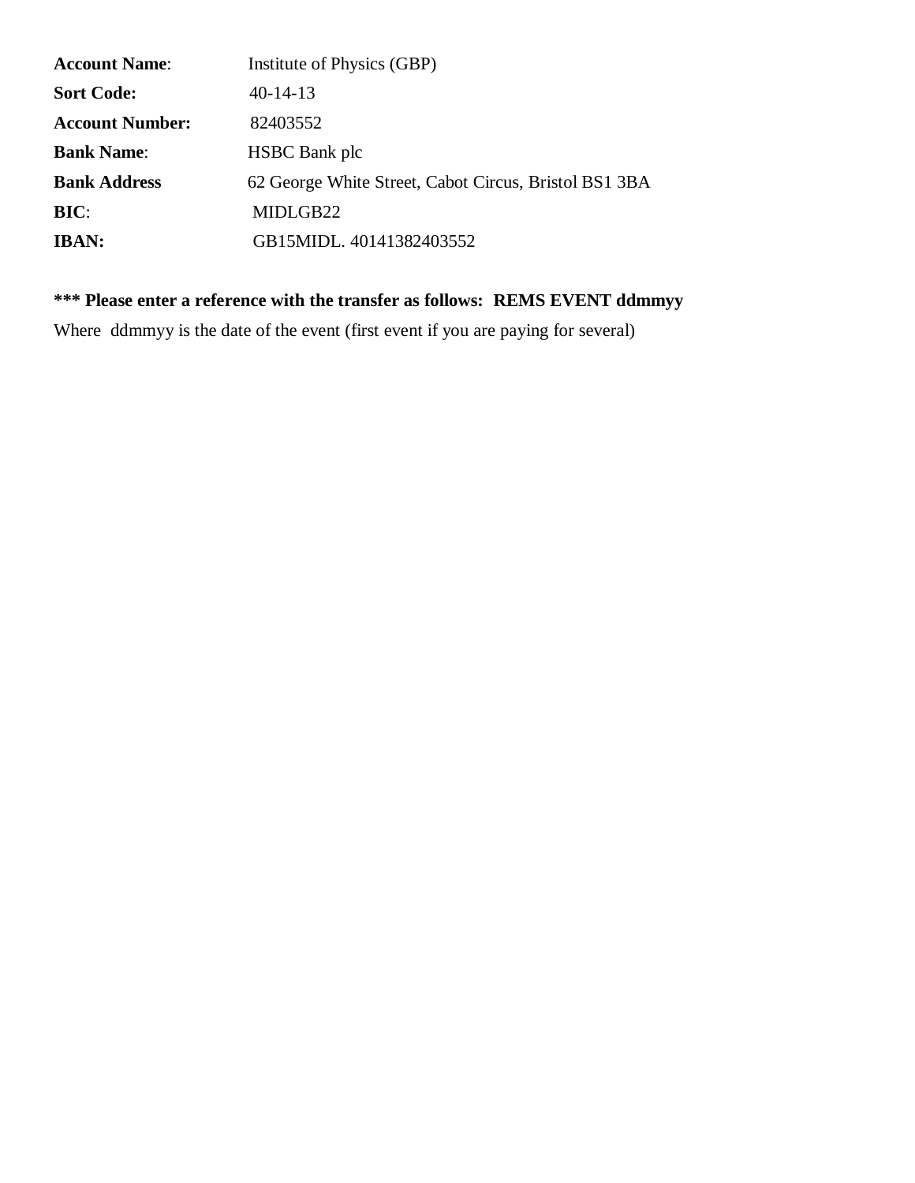| | |
|---|---|
| **Account Name**: | Institute of Physics (GBP) |
| **Sort Code:** | 40-14-13 |
| **Account Number:** | 82403552 |
| **Bank Name**: | HSBC Bank plc |
| **Bank Address** | 62 George White Street, Cabot Circus, Bristol BS1 3BA |
| **BIC**: | MIDLGB22 |
| **IBAN:** | GB15MIDL. 40141382403552 |

**\*\*\* Please enter a reference with the transfer as follows: REMS EVENT ddmmyy**

Where ddmmyy is the date of the event (first event if you are paying for several)